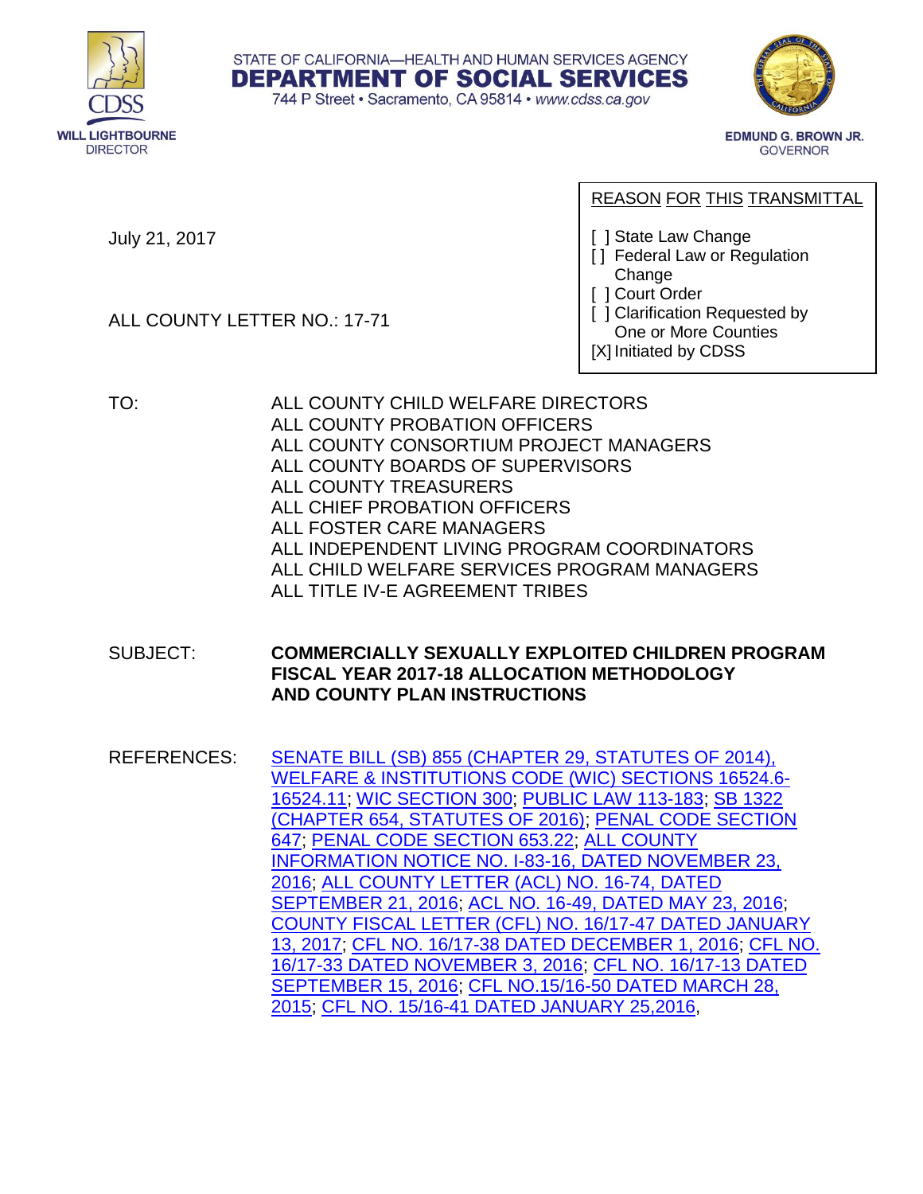STATE OF CALIFORNIA—HEALTH AND HUMAN SERVICES AGENCY

**DEPARTMENT OF SOCIAL SERVICES**

744 P Street • Sacramento, CA 95814 • www.cdss.ca.gov

WILL LIGHTBOURNE
DIRECTOR

EDMUND G. BROWN JR.
GOVERNOR

July 21, 2017

ALL COUNTY LETTER NO.: 17-71

REASON FOR THIS TRANSMITTAL

[ ] State Law Change
[ ] Federal Law or Regulation Change
[ ] Court Order
[ ] Clarification Requested by One or More Counties
[X] Initiated by CDSS

TO: ALL COUNTY CHILD WELFARE DIRECTORS
ALL COUNTY PROBATION OFFICERS
ALL COUNTY CONSORTIUM PROJECT MANAGERS
ALL COUNTY BOARDS OF SUPERVISORS
ALL COUNTY TREASURERS
ALL CHIEF PROBATION OFFICERS
ALL FOSTER CARE MANAGERS
ALL INDEPENDENT LIVING PROGRAM COORDINATORS
ALL CHILD WELFARE SERVICES PROGRAM MANAGERS
ALL TITLE IV-E AGREEMENT TRIBES

SUBJECT: **COMMERCIALLY SEXUALLY EXPLOITED CHILDREN PROGRAM FISCAL YEAR 2017-18 ALLOCATION METHODOLOGY AND COUNTY PLAN INSTRUCTIONS**

REFERENCES: SENATE BILL (SB) 855 (CHAPTER 29, STATUTES OF 2014), WELFARE & INSTITUTIONS CODE (WIC) SECTIONS 16524.6-16524.11; WIC SECTION 300; PUBLIC LAW 113-183; SB 1322 (CHAPTER 654, STATUTES OF 2016); PENAL CODE SECTION 647; PENAL CODE SECTION 653.22; ALL COUNTY INFORMATION NOTICE NO. I-83-16, DATED NOVEMBER 23, 2016; ALL COUNTY LETTER (ACL) NO. 16-74, DATED SEPTEMBER 21, 2016; ACL NO. 16-49, DATED MAY 23, 2016; COUNTY FISCAL LETTER (CFL) NO. 16/17-47 DATED JANUARY 13, 2017; CFL NO. 16/17-38 DATED DECEMBER 1, 2016; CFL NO. 16/17-33 DATED NOVEMBER 3, 2016; CFL NO. 16/17-13 DATED SEPTEMBER 15, 2016; CFL NO.15/16-50 DATED MARCH 28, 2015; CFL NO. 15/16-41 DATED JANUARY 25,2016,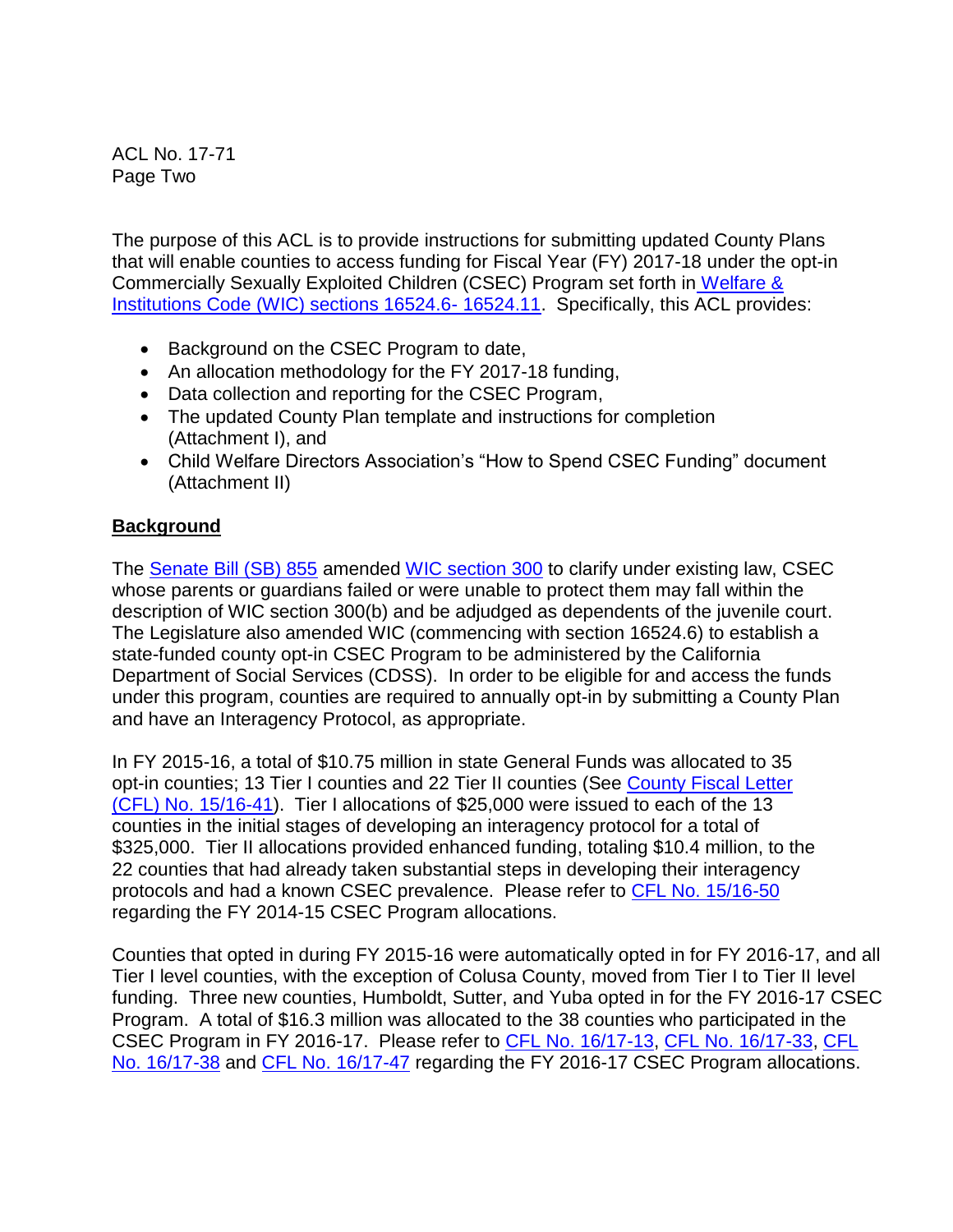The purpose of this ACL is to provide instructions for submitting updated County Plans that will enable counties to access funding for Fiscal Year (FY) 2017-18 under the opt-in Commercially Sexually Exploited Children (CSEC) Program set forth in Welfare & Institutions Code (WIC) sections 16524.6- 16524.11. Specifically, this ACL provides:

- Background on the CSEC Program to date,
- An allocation methodology for the FY 2017-18 funding,
- Data collection and reporting for the CSEC Program,
- The updated County Plan template and instructions for completion (Attachment I), and
- Child Welfare Directors Association's "How to Spend CSEC Funding" document (Attachment II)

**Background**

The Senate Bill (SB) 855 amended WIC section 300 to clarify under existing law, CSEC whose parents or guardians failed or were unable to protect them may fall within the description of WIC section 300(b) and be adjudged as dependents of the juvenile court. The Legislature also amended WIC (commencing with section 16524.6) to establish a state-funded county opt-in CSEC Program to be administered by the California Department of Social Services (CDSS). In order to be eligible for and access the funds under this program, counties are required to annually opt-in by submitting a County Plan and have an Interagency Protocol, as appropriate.

In FY 2015-16, a total of $10.75 million in state General Funds was allocated to 35 opt-in counties; 13 Tier I counties and 22 Tier II counties (See County Fiscal Letter (CFL) No. 15/16-41). Tier I allocations of $25,000 were issued to each of the 13 counties in the initial stages of developing an interagency protocol for a total of $325,000. Tier II allocations provided enhanced funding, totaling $10.4 million, to the 22 counties that had already taken substantial steps in developing their interagency protocols and had a known CSEC prevalence. Please refer to CFL No. 15/16-50 regarding the FY 2014-15 CSEC Program allocations.

Counties that opted in during FY 2015-16 were automatically opted in for FY 2016-17, and all Tier I level counties, with the exception of Colusa County, moved from Tier I to Tier II level funding. Three new counties, Humboldt, Sutter, and Yuba opted in for the FY 2016-17 CSEC Program. A total of $16.3 million was allocated to the 38 counties who participated in the CSEC Program in FY 2016-17. Please refer to CFL No. 16/17-13, CFL No. 16/17-33, CFL No. 16/17-38 and CFL No. 16/17-47 regarding the FY 2016-17 CSEC Program allocations.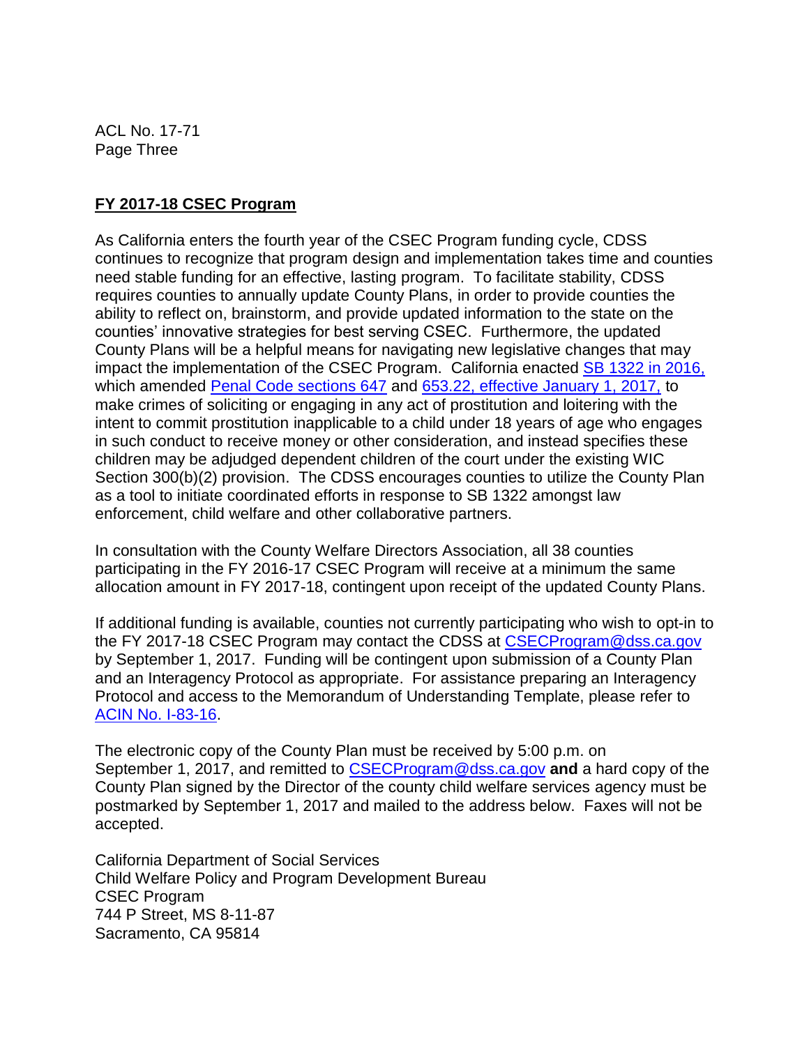**FY 2017-18 CSEC Program**

As California enters the fourth year of the CSEC Program funding cycle, CDSS continues to recognize that program design and implementation takes time and counties need stable funding for an effective, lasting program. To facilitate stability, CDSS requires counties to annually update County Plans, in order to provide counties the ability to reflect on, brainstorm, and provide updated information to the state on the counties' innovative strategies for best serving CSEC. Furthermore, the updated County Plans will be a helpful means for navigating new legislative changes that may impact the implementation of the CSEC Program. California enacted SB 1322 in 2016, which amended Penal Code sections 647 and 653.22, effective January 1, 2017, to make crimes of soliciting or engaging in any act of prostitution and loitering with the intent to commit prostitution inapplicable to a child under 18 years of age who engages in such conduct to receive money or other consideration, and instead specifies these children may be adjudged dependent children of the court under the existing WIC Section 300(b)(2) provision. The CDSS encourages counties to utilize the County Plan as a tool to initiate coordinated efforts in response to SB 1322 amongst law enforcement, child welfare and other collaborative partners.

In consultation with the County Welfare Directors Association, all 38 counties participating in the FY 2016-17 CSEC Program will receive at a minimum the same allocation amount in FY 2017-18, contingent upon receipt of the updated County Plans.

If additional funding is available, counties not currently participating who wish to opt-in to the FY 2017-18 CSEC Program may contact the CDSS at CSECProgram@dss.ca.gov by September 1, 2017. Funding will be contingent upon submission of a County Plan and an Interagency Protocol as appropriate. For assistance preparing an Interagency Protocol and access to the Memorandum of Understanding Template, please refer to ACIN No. I-83-16.

The electronic copy of the County Plan must be received by 5:00 p.m. on September 1, 2017, and remitted to CSECProgram@dss.ca.gov **and** a hard copy of the County Plan signed by the Director of the county child welfare services agency must be postmarked by September 1, 2017 and mailed to the address below. Faxes will not be accepted.

California Department of Social Services
Child Welfare Policy and Program Development Bureau
CSEC Program
744 P Street, MS 8-11-87
Sacramento, CA 95814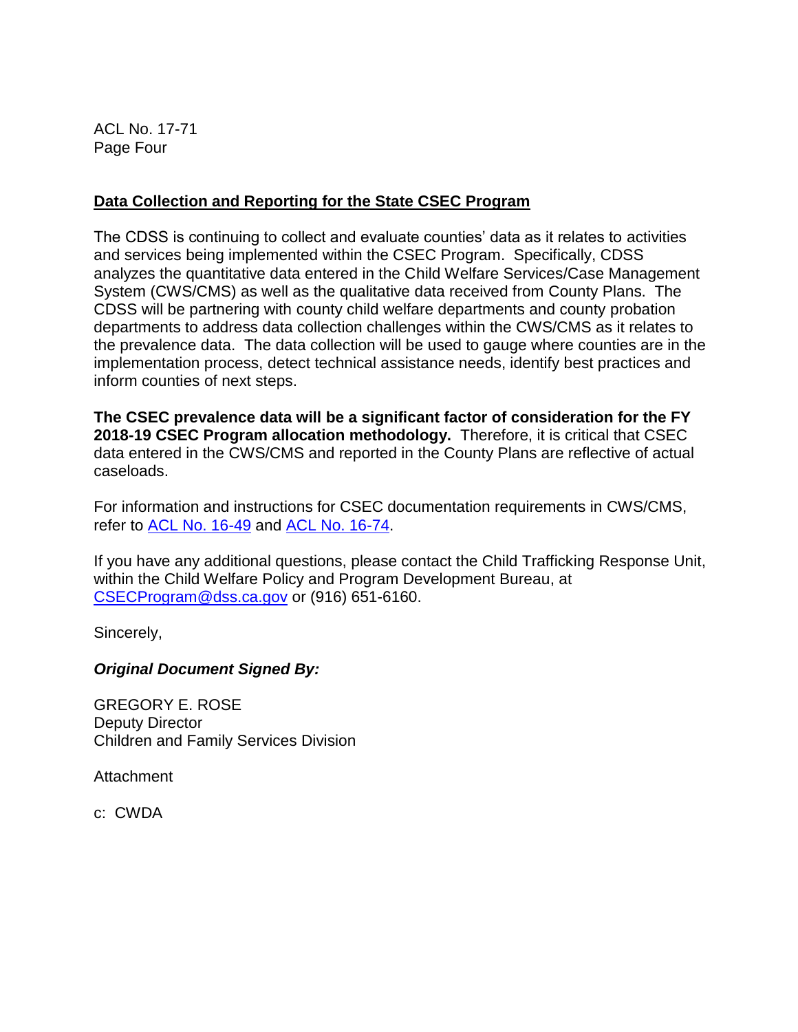**Data Collection and Reporting for the State CSEC Program**

The CDSS is continuing to collect and evaluate counties' data as it relates to activities and services being implemented within the CSEC Program. Specifically, CDSS analyzes the quantitative data entered in the Child Welfare Services/Case Management System (CWS/CMS) as well as the qualitative data received from County Plans. The CDSS will be partnering with county child welfare departments and county probation departments to address data collection challenges within the CWS/CMS as it relates to the prevalence data. The data collection will be used to gauge where counties are in the implementation process, detect technical assistance needs, identify best practices and inform counties of next steps.

**The CSEC prevalence data will be a significant factor of consideration for the FY 2018-19 CSEC Program allocation methodology.** Therefore, it is critical that CSEC data entered in the CWS/CMS and reported in the County Plans are reflective of actual caseloads.

For information and instructions for CSEC documentation requirements in CWS/CMS, refer to ACL No. 16-49 and ACL No. 16-74.

If you have any additional questions, please contact the Child Trafficking Response Unit, within the Child Welfare Policy and Program Development Bureau, at CSECProgram@dss.ca.gov or (916) 651-6160.

Sincerely,

***Original Document Signed By:***

GREGORY E. ROSE
Deputy Director
Children and Family Services Division

Attachment

c: CWDA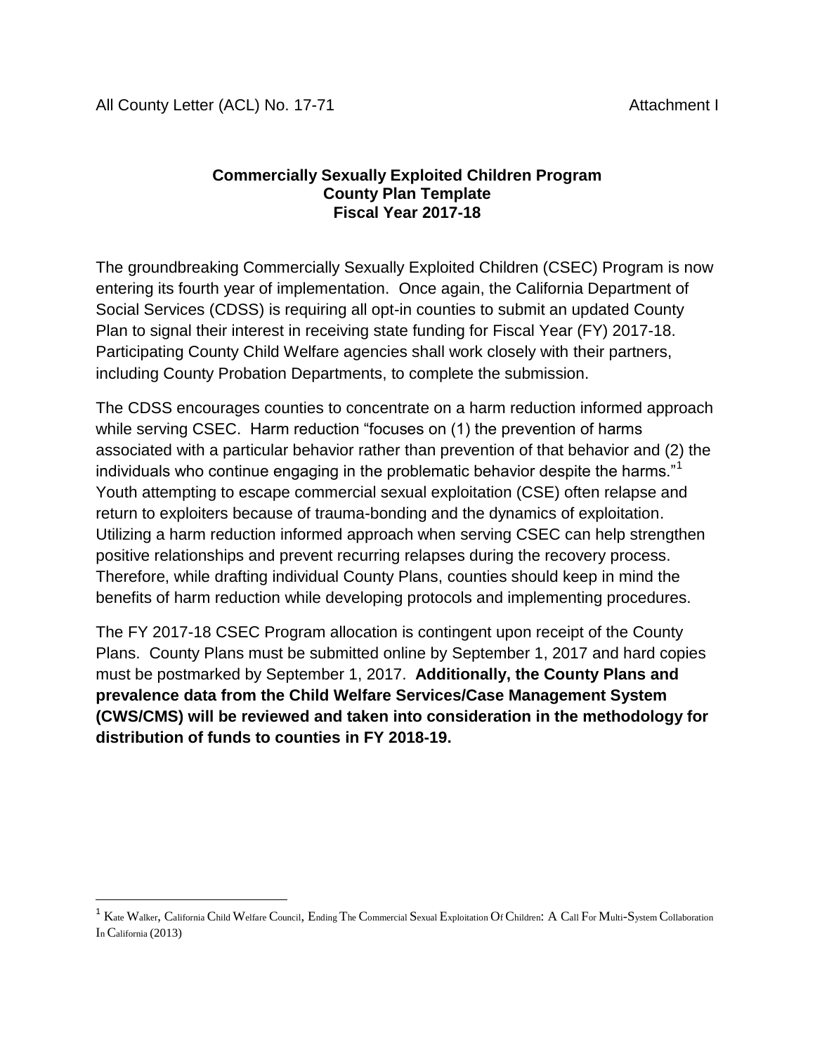All County Letter (ACL) No. 17-71 Attachment I

**Commercially Sexually Exploited Children Program**
**County Plan Template**
**Fiscal Year 2017-18**

The groundbreaking Commercially Sexually Exploited Children (CSEC) Program is now entering its fourth year of implementation. Once again, the California Department of Social Services (CDSS) is requiring all opt-in counties to submit an updated County Plan to signal their interest in receiving state funding for Fiscal Year (FY) 2017-18. Participating County Child Welfare agencies shall work closely with their partners, including County Probation Departments, to complete the submission.

The CDSS encourages counties to concentrate on a harm reduction informed approach while serving CSEC. Harm reduction "focuses on (1) the prevention of harms associated with a particular behavior rather than prevention of that behavior and (2) the individuals who continue engaging in the problematic behavior despite the harms."[1] Youth attempting to escape commercial sexual exploitation (CSE) often relapse and return to exploiters because of trauma-bonding and the dynamics of exploitation. Utilizing a harm reduction informed approach when serving CSEC can help strengthen positive relationships and prevent recurring relapses during the recovery process. Therefore, while drafting individual County Plans, counties should keep in mind the benefits of harm reduction while developing protocols and implementing procedures.

The FY 2017-18 CSEC Program allocation is contingent upon receipt of the County Plans. County Plans must be submitted online by September 1, 2017 and hard copies must be postmarked by September 1, 2017. **Additionally, the County Plans and prevalence data from the Child Welfare Services/Case Management System (CWS/CMS) will be reviewed and taken into consideration in the methodology for distribution of funds to counties in FY 2018-19.**

---

[1] Kate Walker, California Child Welfare Council, Ending The Commercial Sexual Exploitation Of Children: A Call For Multi-System Collaboration In California (2013)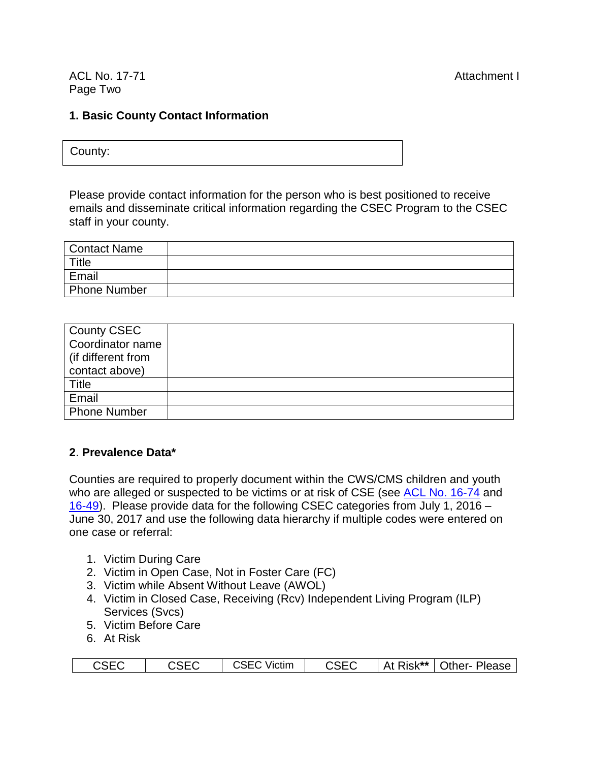### 1. Basic County Contact Information

| County: |
|---|

Please provide contact information for the person who is best positioned to receive emails and disseminate critical information regarding the CSEC Program to the CSEC staff in your county.

| | |
|---|---|
| Contact Name | |
| Title | |
| Email | |
| Phone Number | |

| | |
|---|---|
| County CSEC Coordinator name (if different from contact above) | |
| Title | |
| Email | |
| Phone Number | |

### 2. Prevalence Data*

Counties are required to properly document within the CWS/CMS children and youth who are alleged or suspected to be victims or at risk of CSE (see [ACL No. 16-74] and [16-49]). Please provide data for the following CSEC categories from July 1, 2016 – June 30, 2017 and use the following data hierarchy if multiple codes were entered on one case or referral:

1. Victim During Care
2. Victim in Open Case, Not in Foster Care (FC)
3. Victim while Absent Without Leave (AWOL)
4. Victim in Closed Case, Receiving (Rcv) Independent Living Program (ILP) Services (Svcs)
5. Victim Before Care
6. At Risk

| CSEC | CSEC | CSEC Victim | CSEC | At Risk** | Other- Please |
|---|---|---|---|---|---|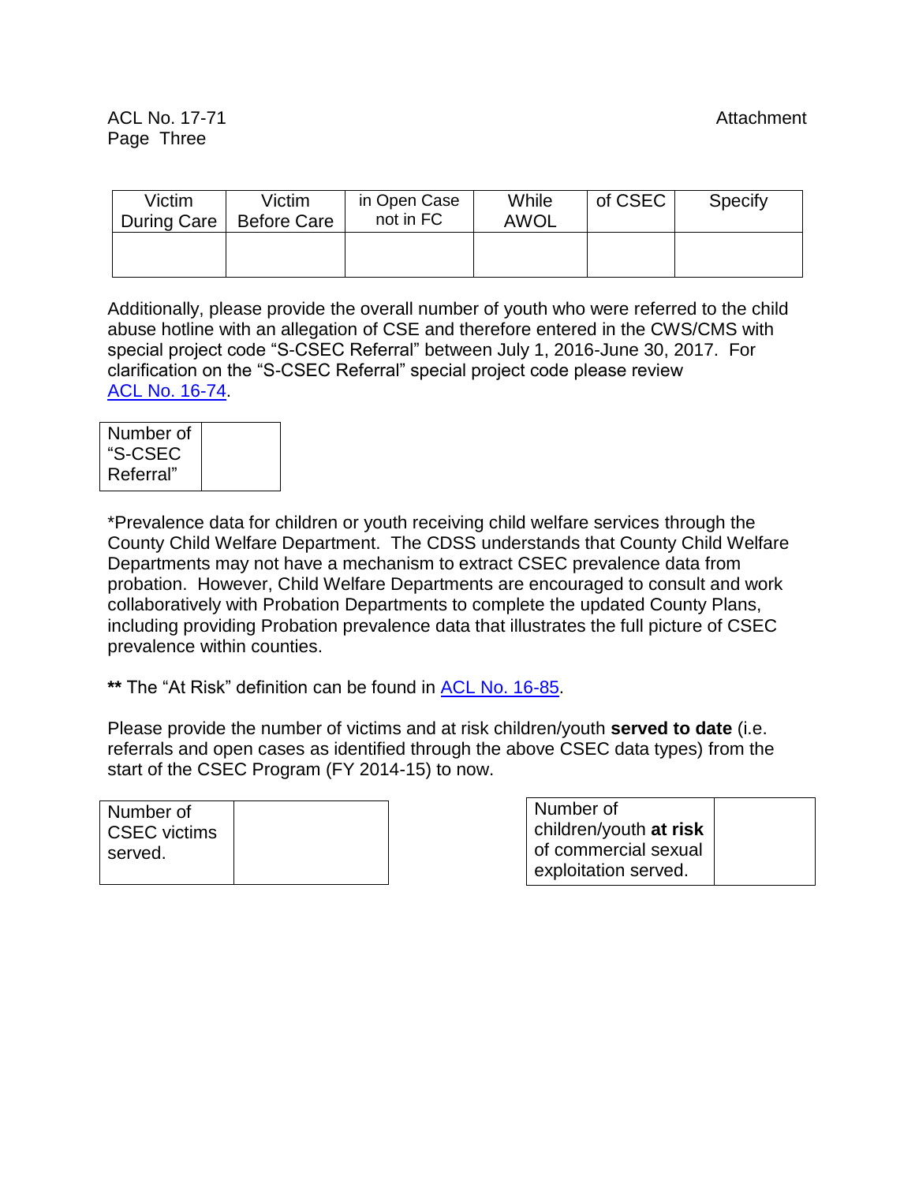| Victim During Care | Victim Before Care | in Open Case not in FC | While AWOL | of CSEC | Specify |
|---|---|---|---|---|---|
| | | | | | |

Additionally, please provide the overall number of youth who were referred to the child abuse hotline with an allegation of CSE and therefore entered in the CWS/CMS with special project code "S-CSEC Referral" between July 1, 2016-June 30, 2017. For clarification on the "S-CSEC Referral" special project code please review ACL No. 16-74.

| Number of "S-CSEC Referral" | |
|---|---|

*Prevalence data for children or youth receiving child welfare services through the County Child Welfare Department. The CDSS understands that County Child Welfare Departments may not have a mechanism to extract CSEC prevalence data from probation. However, Child Welfare Departments are encouraged to consult and work collaboratively with Probation Departments to complete the updated County Plans, including providing Probation prevalence data that illustrates the full picture of CSEC prevalence within counties.

**\*\*** The "At Risk" definition can be found in ACL No. 16-85.

Please provide the number of victims and at risk children/youth **served to date** (i.e. referrals and open cases as identified through the above CSEC data types) from the start of the CSEC Program (FY 2014-15) to now.

| Number of CSEC victims served. | |
|---|---|

| Number of children/youth **at risk** of commercial sexual exploitation served. | |
|---|---|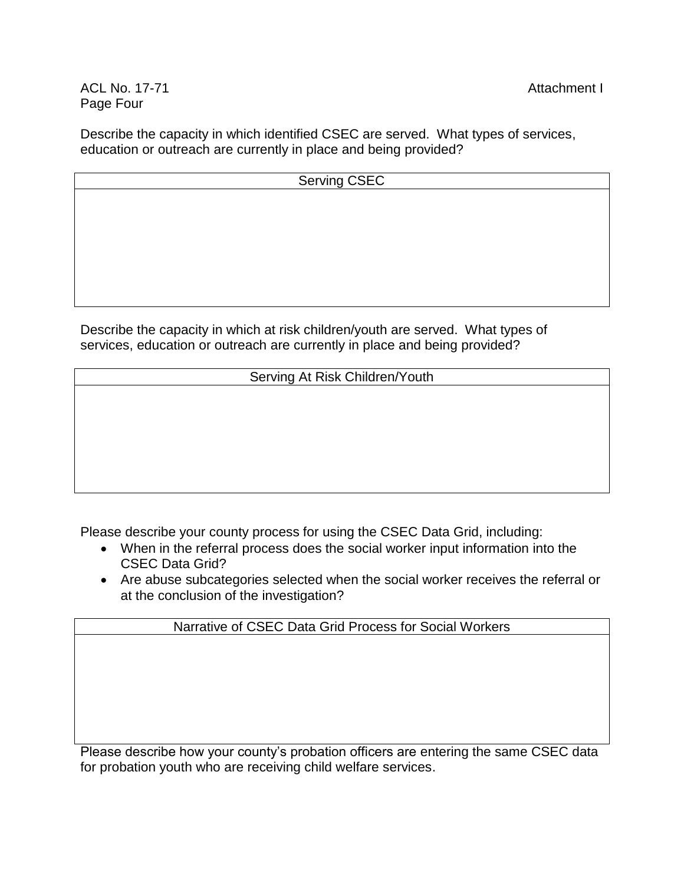Describe the capacity in which identified CSEC are served. What types of services, education or outreach are currently in place and being provided?

| Serving CSEC |
| --- |
| |

Describe the capacity in which at risk children/youth are served. What types of services, education or outreach are currently in place and being provided?

| Serving At Risk Children/Youth |
| --- |
| |

Please describe your county process for using the CSEC Data Grid, including:

- When in the referral process does the social worker input information into the CSEC Data Grid?
- Are abuse subcategories selected when the social worker receives the referral or at the conclusion of the investigation?

| Narrative of CSEC Data Grid Process for Social Workers |
| --- |
| |

Please describe how your county's probation officers are entering the same CSEC data for probation youth who are receiving child welfare services.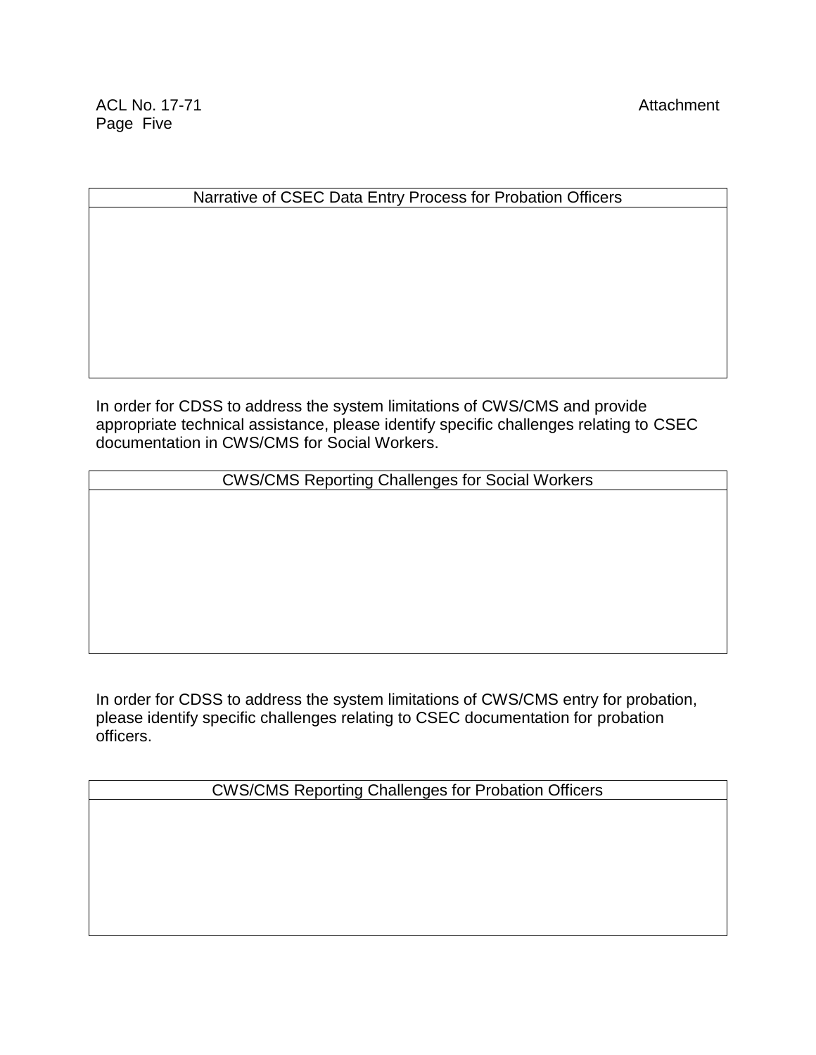| Narrative of CSEC Data Entry Process for Probation Officers |
| --- |
| |

In order for CDSS to address the system limitations of CWS/CMS and provide appropriate technical assistance, please identify specific challenges relating to CSEC documentation in CWS/CMS for Social Workers.

| CWS/CMS Reporting Challenges for Social Workers |
| --- |
| |

In order for CDSS to address the system limitations of CWS/CMS entry for probation, please identify specific challenges relating to CSEC documentation for probation officers.

| CWS/CMS Reporting Challenges for Probation Officers |
| --- |
| |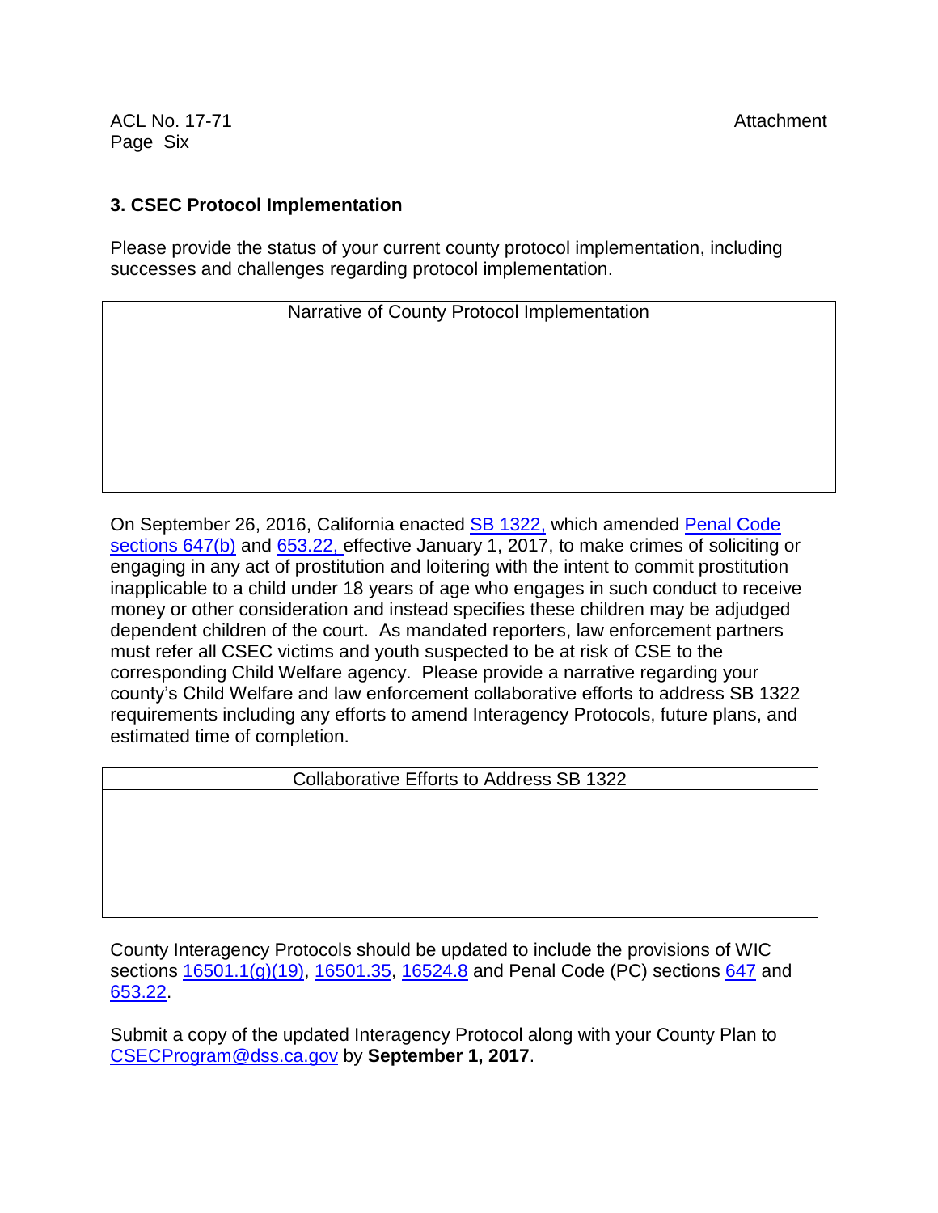### 3. CSEC Protocol Implementation

Please provide the status of your current county protocol implementation, including successes and challenges regarding protocol implementation.

| Narrative of County Protocol Implementation |
| --- |
| |

On September 26, 2016, California enacted SB 1322, which amended Penal Code sections 647(b) and 653.22, effective January 1, 2017, to make crimes of soliciting or engaging in any act of prostitution and loitering with the intent to commit prostitution inapplicable to a child under 18 years of age who engages in such conduct to receive money or other consideration and instead specifies these children may be adjudged dependent children of the court. As mandated reporters, law enforcement partners must refer all CSEC victims and youth suspected to be at risk of CSE to the corresponding Child Welfare agency. Please provide a narrative regarding your county's Child Welfare and law enforcement collaborative efforts to address SB 1322 requirements including any efforts to amend Interagency Protocols, future plans, and estimated time of completion.

| Collaborative Efforts to Address SB 1322 |
| --- |
| |

County Interagency Protocols should be updated to include the provisions of WIC sections 16501.1(g)(19), 16501.35, 16524.8 and Penal Code (PC) sections 647 and 653.22.

Submit a copy of the updated Interagency Protocol along with your County Plan to CSECProgram@dss.ca.gov by **September 1, 2017**.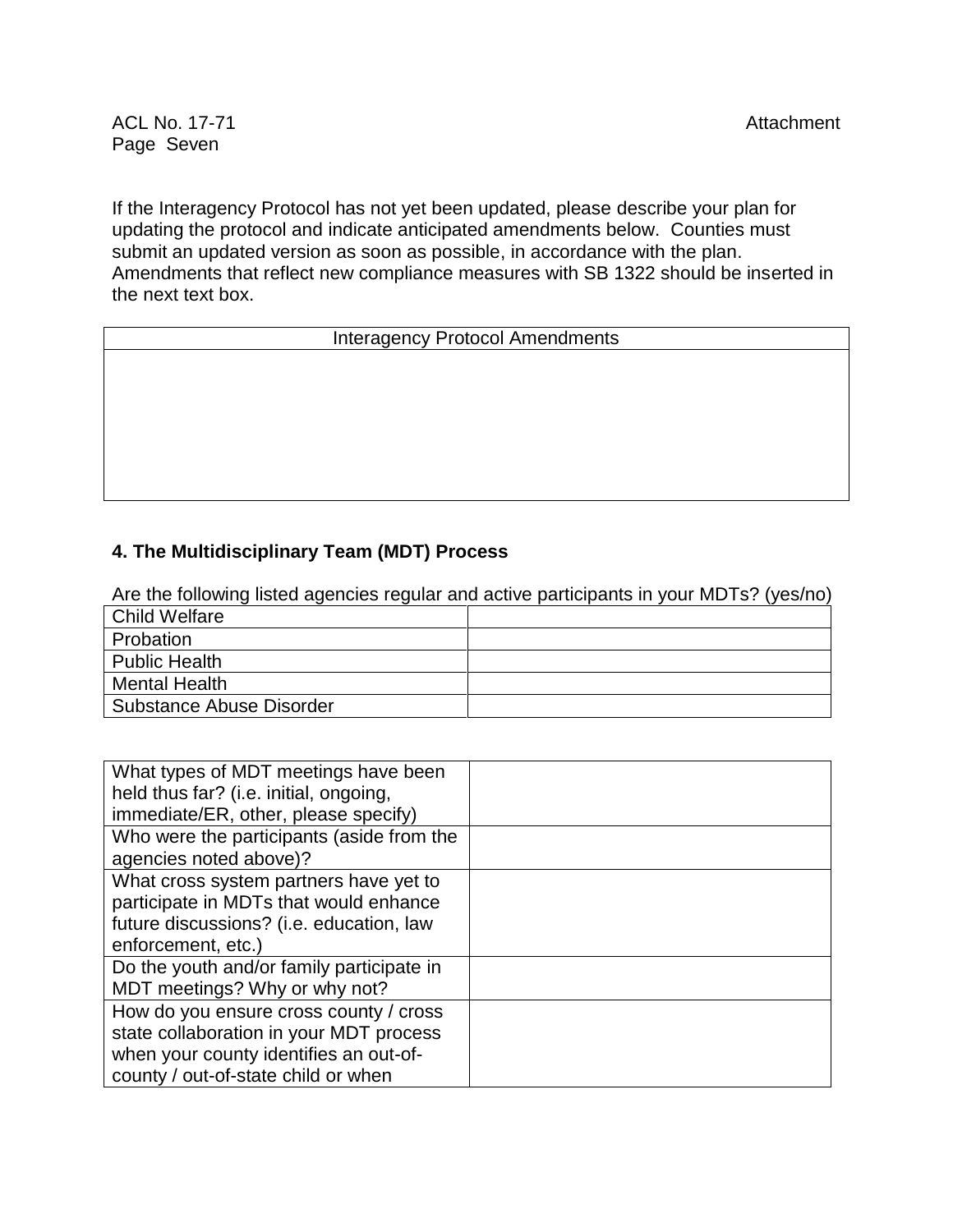If the Interagency Protocol has not yet been updated, please describe your plan for updating the protocol and indicate anticipated amendments below. Counties must submit an updated version as soon as possible, in accordance with the plan. Amendments that reflect new compliance measures with SB 1322 should be inserted in the next text box.

| Interagency Protocol Amendments |
| --- |
| |

**4. The Multidisciplinary Team (MDT) Process**

Are the following listed agencies regular and active participants in your MDTs? (yes/no)

| Agency | (yes/no) |
| --- | --- |
| Child Welfare | |
| Probation | |
| Public Health | |
| Mental Health | |
| Substance Abuse Disorder | |

| Question | Response |
| --- | --- |
| What types of MDT meetings have been held thus far? (i.e. initial, ongoing, immediate/ER, other, please specify) | |
| Who were the participants (aside from the agencies noted above)? | |
| What cross system partners have yet to participate in MDTs that would enhance future discussions? (i.e. education, law enforcement, etc.) | |
| Do the youth and/or family participate in MDT meetings? Why or why not? | |
| How do you ensure cross county / cross state collaboration in your MDT process when your county identifies an out-of-county / out-of-state child or when | |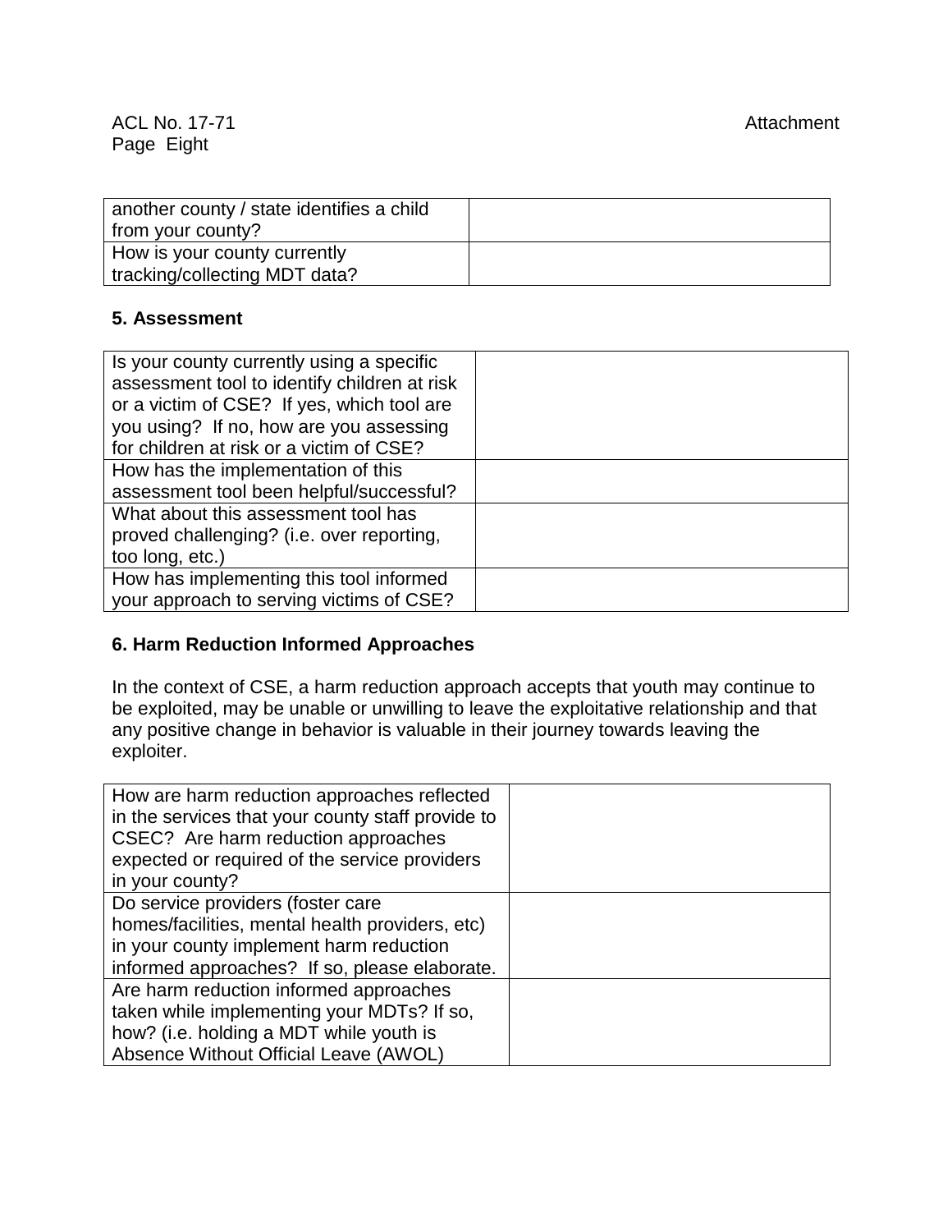| | |
|---|---|
| another county / state identifies a child from your county? | |
| How is your county currently tracking/collecting MDT data? | |

**5. Assessment**

| | |
|---|---|
| Is your county currently using a specific assessment tool to identify children at risk or a victim of CSE? If yes, which tool are you using? If no, how are you assessing for children at risk or a victim of CSE? | |
| How has the implementation of this assessment tool been helpful/successful? | |
| What about this assessment tool has proved challenging? (i.e. over reporting, too long, etc.) | |
| How has implementing this tool informed your approach to serving victims of CSE? | |

**6. Harm Reduction Informed Approaches**

In the context of CSE, a harm reduction approach accepts that youth may continue to be exploited, may be unable or unwilling to leave the exploitative relationship and that any positive change in behavior is valuable in their journey towards leaving the exploiter.

| | |
|---|---|
| How are harm reduction approaches reflected in the services that your county staff provide to CSEC? Are harm reduction approaches expected or required of the service providers in your county? | |
| Do service providers (foster care homes/facilities, mental health providers, etc) in your county implement harm reduction informed approaches? If so, please elaborate. | |
| Are harm reduction informed approaches taken while implementing your MDTs? If so, how? (i.e. holding a MDT while youth is Absence Without Official Leave (AWOL) | |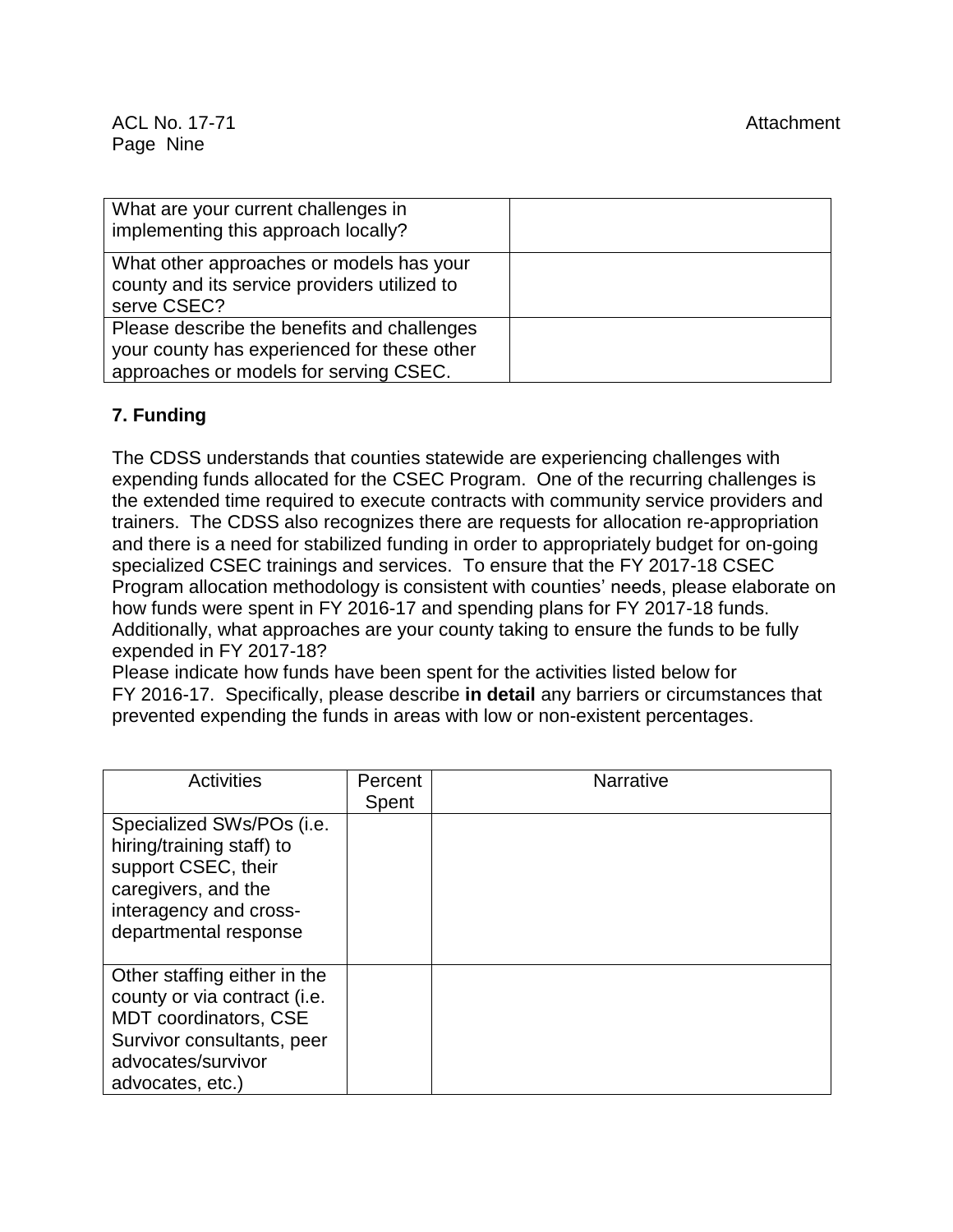| What are your current challenges in implementing this approach locally? | |
|---|---|
| What other approaches or models has your county and its service providers utilized to serve CSEC? | |
| Please describe the benefits and challenges your county has experienced for these other approaches or models for serving CSEC. | |

**7. Funding**

The CDSS understands that counties statewide are experiencing challenges with expending funds allocated for the CSEC Program. One of the recurring challenges is the extended time required to execute contracts with community service providers and trainers. The CDSS also recognizes there are requests for allocation re-appropriation and there is a need for stabilized funding in order to appropriately budget for on-going specialized CSEC trainings and services. To ensure that the FY 2017-18 CSEC Program allocation methodology is consistent with counties' needs, please elaborate on how funds were spent in FY 2016-17 and spending plans for FY 2017-18 funds. Additionally, what approaches are your county taking to ensure the funds to be fully expended in FY 2017-18?

Please indicate how funds have been spent for the activities listed below for FY 2016-17. Specifically, please describe **in detail** any barriers or circumstances that prevented expending the funds in areas with low or non-existent percentages.

| Activities | Percent Spent | Narrative |
|---|---|---|
| Specialized SWs/POs (i.e. hiring/training staff) to support CSEC, their caregivers, and the interagency and cross-departmental response | | |
| Other staffing either in the county or via contract (i.e. MDT coordinators, CSE Survivor consultants, peer advocates/survivor advocates, etc.) | | |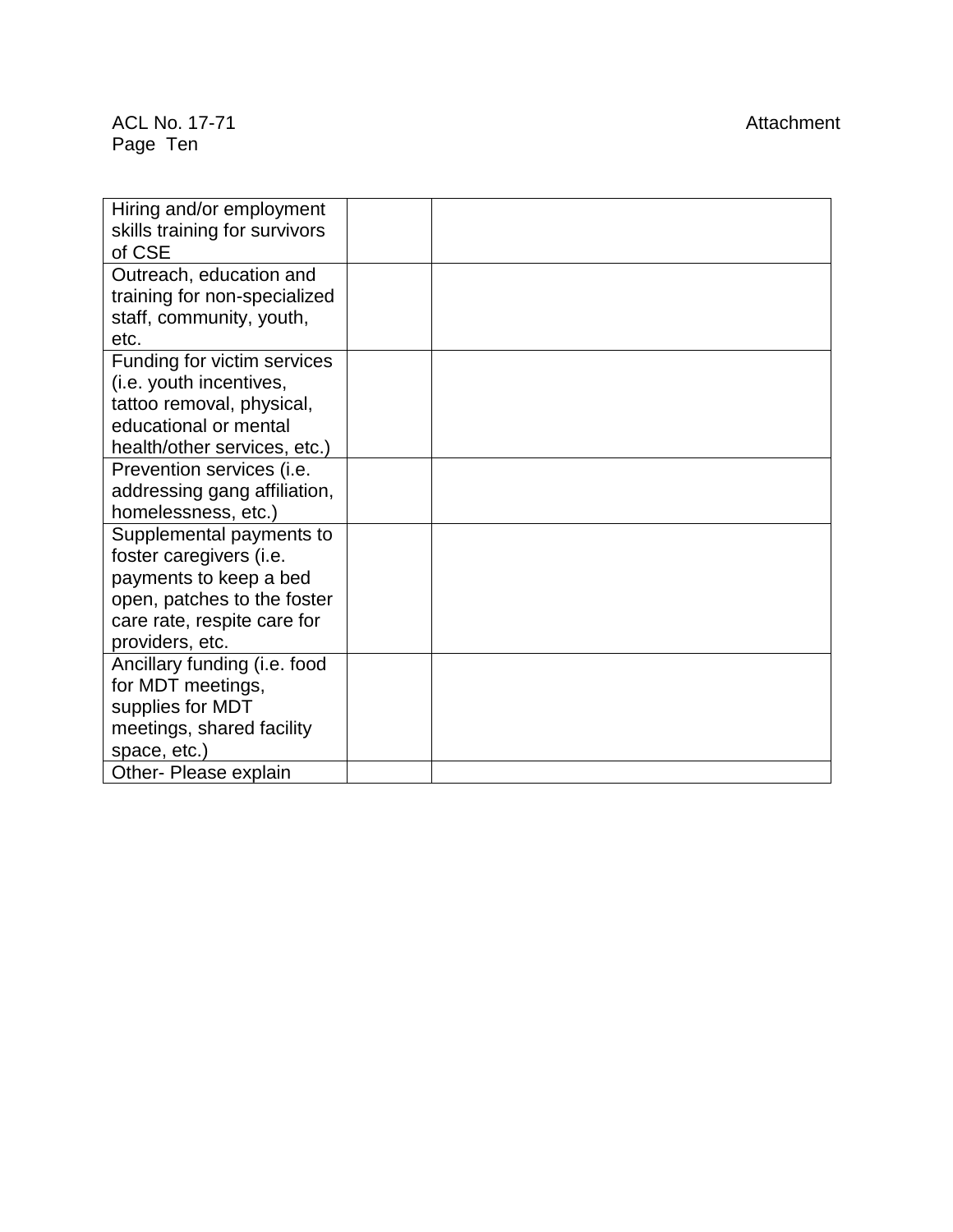| | | |
|---|---|---|
| Hiring and/or employment skills training for survivors of CSE | | |
| Outreach, education and training for non-specialized staff, community, youth, etc. | | |
| Funding for victim services (i.e. youth incentives, tattoo removal, physical, educational or mental health/other services, etc.) | | |
| Prevention services (i.e. addressing gang affiliation, homelessness, etc.) | | |
| Supplemental payments to foster caregivers (i.e. payments to keep a bed open, patches to the foster care rate, respite care for providers, etc. | | |
| Ancillary funding (i.e. food for MDT meetings, supplies for MDT meetings, shared facility space, etc.) | | |
| Other- Please explain | | |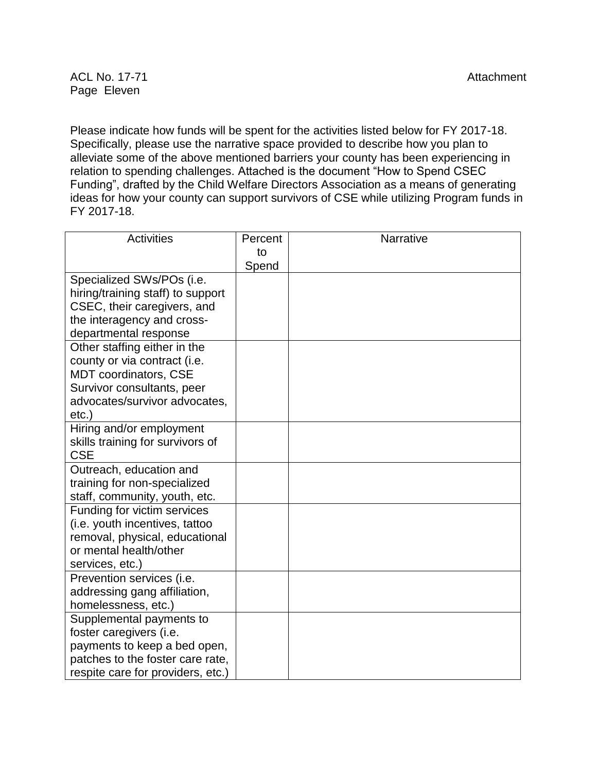Please indicate how funds will be spent for the activities listed below for FY 2017-18. Specifically, please use the narrative space provided to describe how you plan to alleviate some of the above mentioned barriers your county has been experiencing in relation to spending challenges. Attached is the document "How to Spend CSEC Funding", drafted by the Child Welfare Directors Association as a means of generating ideas for how your county can support survivors of CSE while utilizing Program funds in FY 2017-18.

| Activities | Percent to Spend | Narrative |
| --- | --- | --- |
| Specialized SWs/POs (i.e. hiring/training staff) to support CSEC, their caregivers, and the interagency and cross-departmental response | | |
| Other staffing either in the county or via contract (i.e. MDT coordinators, CSE Survivor consultants, peer advocates/survivor advocates, etc.) | | |
| Hiring and/or employment skills training for survivors of CSE | | |
| Outreach, education and training for non-specialized staff, community, youth, etc. | | |
| Funding for victim services (i.e. youth incentives, tattoo removal, physical, educational or mental health/other services, etc.) | | |
| Prevention services (i.e. addressing gang affiliation, homelessness, etc.) | | |
| Supplemental payments to foster caregivers (i.e. payments to keep a bed open, patches to the foster care rate, respite care for providers, etc.) | | |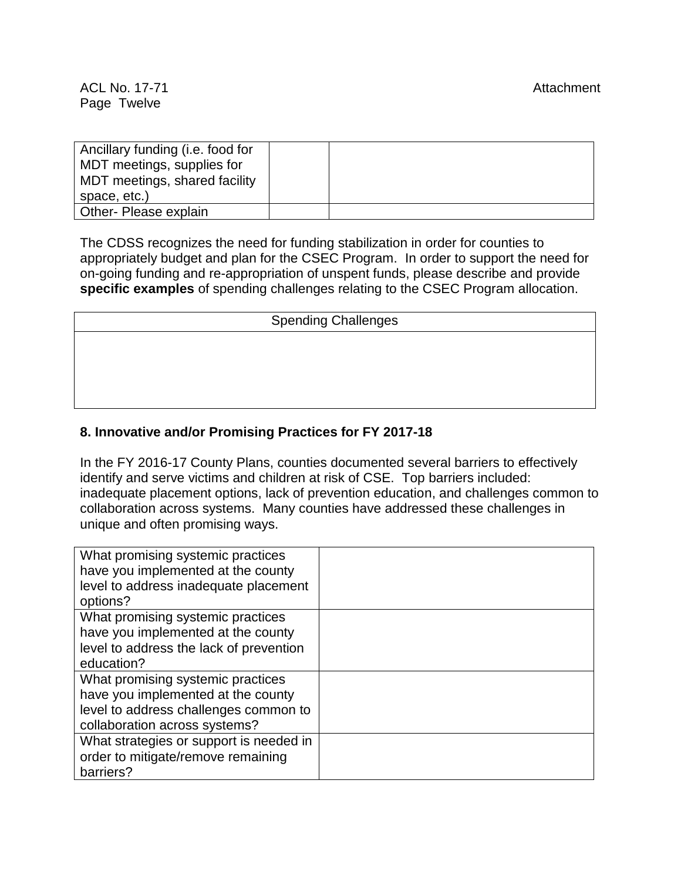| Ancillary funding (i.e. food for MDT meetings, supplies for MDT meetings, shared facility space, etc.) | | |
|---|---|---|
| Other- Please explain | | |

The CDSS recognizes the need for funding stabilization in order for counties to appropriately budget and plan for the CSEC Program. In order to support the need for on-going funding and re-appropriation of unspent funds, please describe and provide **specific examples** of spending challenges relating to the CSEC Program allocation.

| Spending Challenges |
|---|
| |

**8. Innovative and/or Promising Practices for FY 2017-18**

In the FY 2016-17 County Plans, counties documented several barriers to effectively identify and serve victims and children at risk of CSE. Top barriers included: inadequate placement options, lack of prevention education, and challenges common to collaboration across systems. Many counties have addressed these challenges in unique and often promising ways.

| What promising systemic practices have you implemented at the county level to address inadequate placement options? | |
|---|---|
| What promising systemic practices have you implemented at the county level to address the lack of prevention education? | |
| What promising systemic practices have you implemented at the county level to address challenges common to collaboration across systems? | |
| What strategies or support is needed in order to mitigate/remove remaining barriers? | |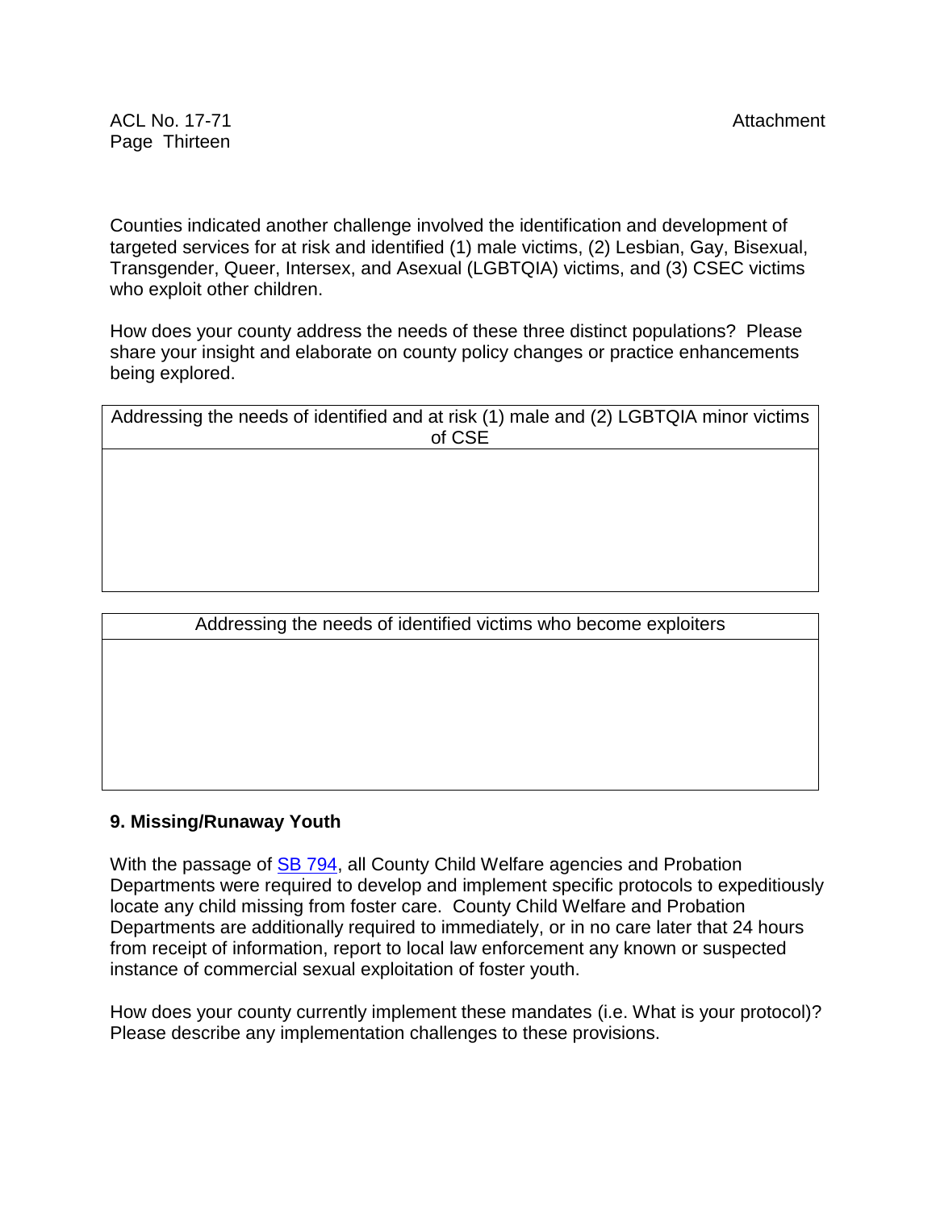Counties indicated another challenge involved the identification and development of targeted services for at risk and identified (1) male victims, (2) Lesbian, Gay, Bisexual, Transgender, Queer, Intersex, and Asexual (LGBTQIA) victims, and (3) CSEC victims who exploit other children.

How does your county address the needs of these three distinct populations? Please share your insight and elaborate on county policy changes or practice enhancements being explored.

| Addressing the needs of identified and at risk (1) male and (2) LGBTQIA minor victims of CSE |
| --- |
| |

| Addressing the needs of identified victims who become exploiters |
| --- |
| |

**9. Missing/Runaway Youth**

With the passage of SB 794, all County Child Welfare agencies and Probation Departments were required to develop and implement specific protocols to expeditiously locate any child missing from foster care. County Child Welfare and Probation Departments are additionally required to immediately, or in no care later that 24 hours from receipt of information, report to local law enforcement any known or suspected instance of commercial sexual exploitation of foster youth.

How does your county currently implement these mandates (i.e. What is your protocol)? Please describe any implementation challenges to these provisions.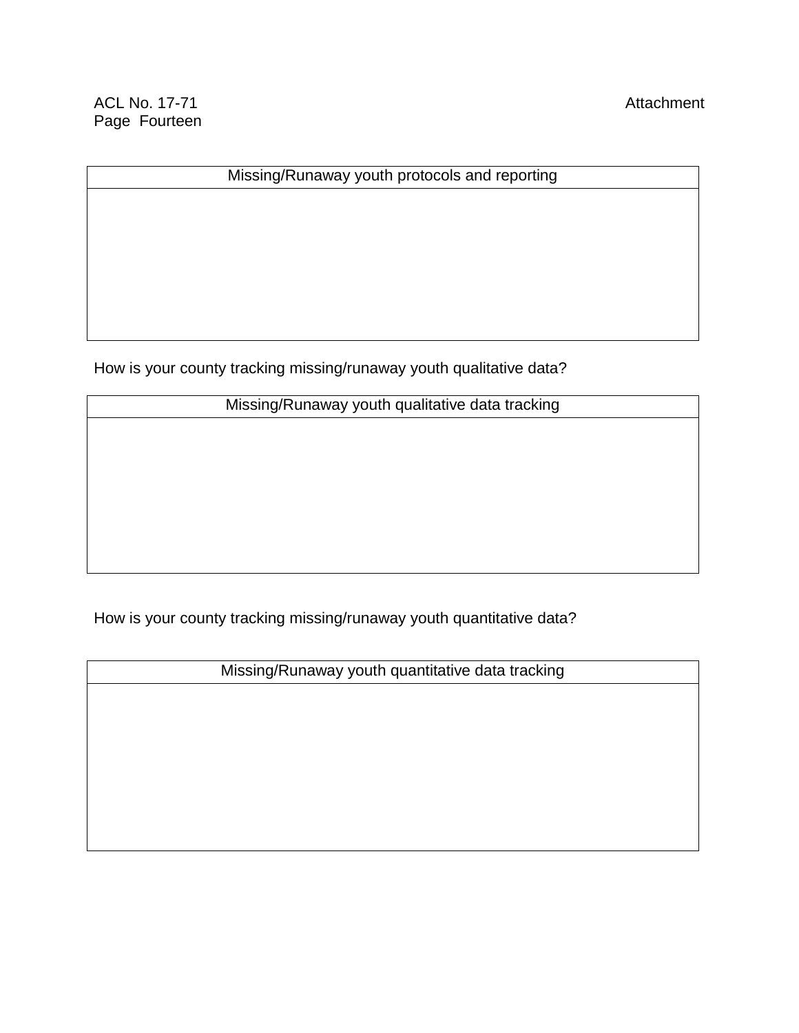| Missing/Runaway youth protocols and reporting |
| --- |
| |

How is your county tracking missing/runaway youth qualitative data?

| Missing/Runaway youth qualitative data tracking |
| --- |
| |

How is your county tracking missing/runaway youth quantitative data?

| Missing/Runaway youth quantitative data tracking |
| --- |
| |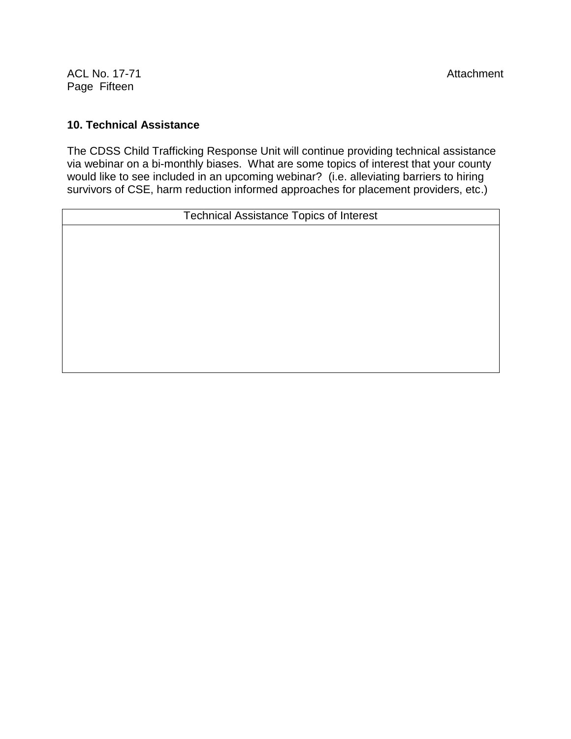## 10. Technical Assistance

The CDSS Child Trafficking Response Unit will continue providing technical assistance via webinar on a bi-monthly biases. What are some topics of interest that your county would like to see included in an upcoming webinar? (i.e. alleviating barriers to hiring survivors of CSE, harm reduction informed approaches for placement providers, etc.)

| Technical Assistance Topics of Interest |
| --- |
| |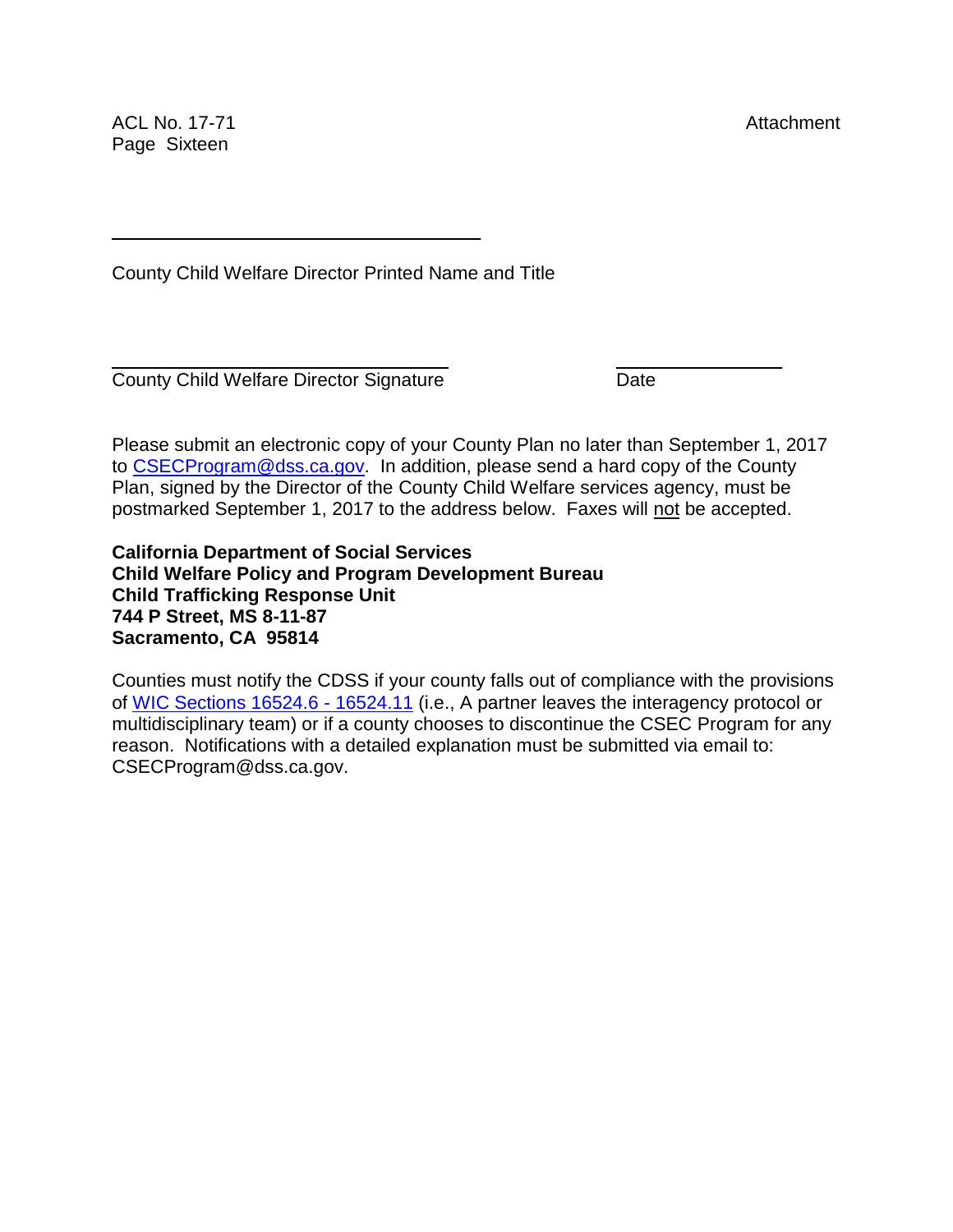\_\_\_\_\_\_\_\_\_\_\_\_\_\_\_\_\_\_\_\_\_\_\_\_\_\_\_\_\_\_\_\_\_\_\_\_

County Child Welfare Director Printed Name and Title

\_\_\_\_\_\_\_\_\_\_\_\_\_\_\_\_\_\_\_\_\_\_\_\_\_\_\_\_\_\_\_\_\_\_\_\_ \_\_\_\_\_\_\_\_\_\_\_\_\_\_\_\_

County Child Welfare Director Signature Date

Please submit an electronic copy of your County Plan no later than September 1, 2017 to CSECProgram@dss.ca.gov. In addition, please send a hard copy of the County Plan, signed by the Director of the County Child Welfare services agency, must be postmarked September 1, 2017 to the address below. Faxes will not be accepted.

**California Department of Social Services**
**Child Welfare Policy and Program Development Bureau**
**Child Trafficking Response Unit**
**744 P Street, MS 8-11-87**
**Sacramento, CA 95814**

Counties must notify the CDSS if your county falls out of compliance with the provisions of WIC Sections 16524.6 - 16524.11 (i.e., A partner leaves the interagency protocol or multidisciplinary team) or if a county chooses to discontinue the CSEC Program for any reason. Notifications with a detailed explanation must be submitted via email to: CSECProgram@dss.ca.gov.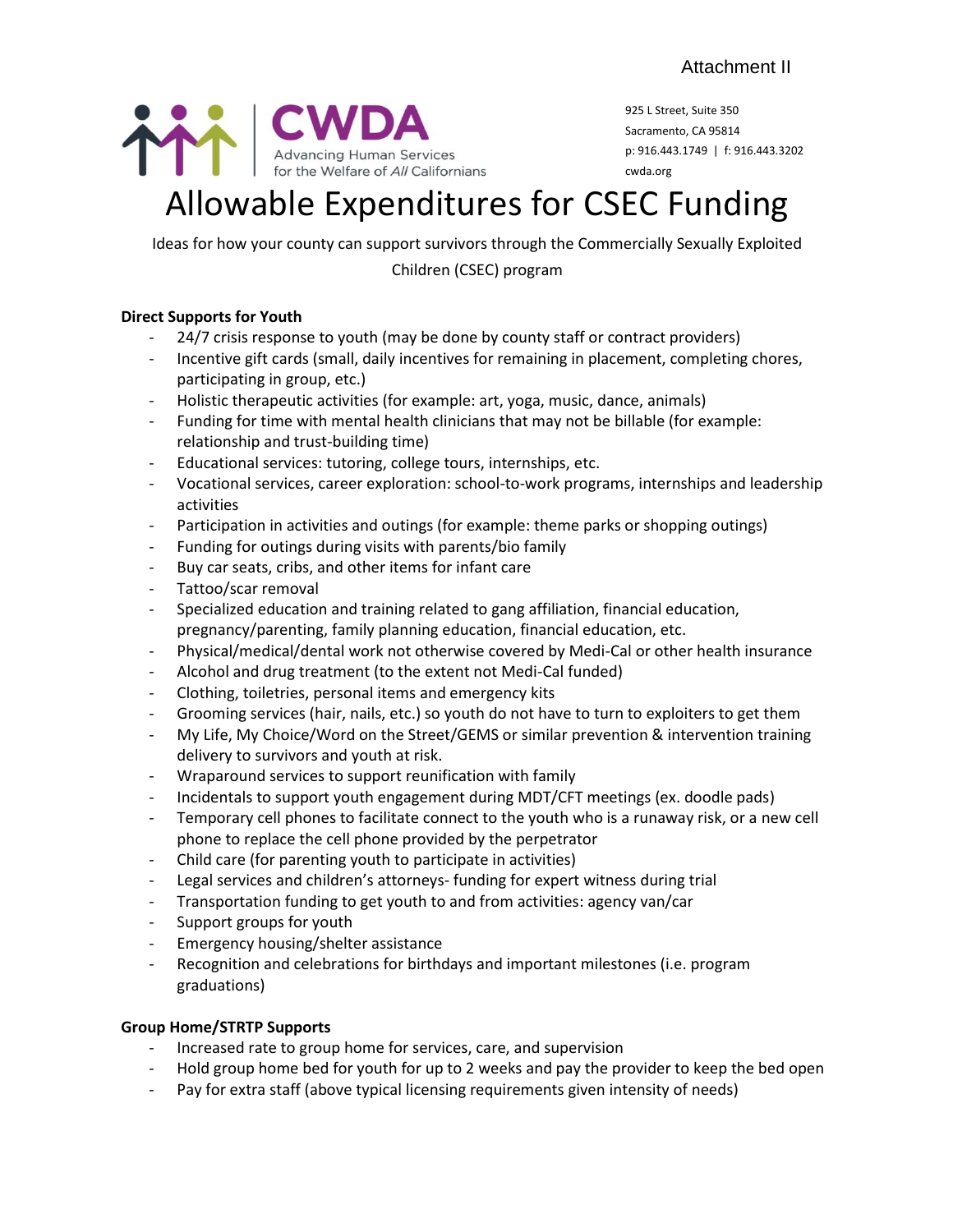Attachment II

CWDA
Advancing Human Services for the Welfare of *All* Californians

925 L Street, Suite 350
Sacramento, CA 95814
p: 916.443.1749 | f: 916.443.3202
cwda.org

# Allowable Expenditures for CSEC Funding

Ideas for how your county can support survivors through the Commercially Sexually Exploited Children (CSEC) program

**Direct Supports for Youth**

- 24/7 crisis response to youth (may be done by county staff or contract providers)
- Incentive gift cards (small, daily incentives for remaining in placement, completing chores, participating in group, etc.)
- Holistic therapeutic activities (for example: art, yoga, music, dance, animals)
- Funding for time with mental health clinicians that may not be billable (for example: relationship and trust-building time)
- Educational services: tutoring, college tours, internships, etc.
- Vocational services, career exploration: school-to-work programs, internships and leadership activities
- Participation in activities and outings (for example: theme parks or shopping outings)
- Funding for outings during visits with parents/bio family
- Buy car seats, cribs, and other items for infant care
- Tattoo/scar removal
- Specialized education and training related to gang affiliation, financial education, pregnancy/parenting, family planning education, financial education, etc.
- Physical/medical/dental work not otherwise covered by Medi-Cal or other health insurance
- Alcohol and drug treatment (to the extent not Medi-Cal funded)
- Clothing, toiletries, personal items and emergency kits
- Grooming services (hair, nails, etc.) so youth do not have to turn to exploiters to get them
- My Life, My Choice/Word on the Street/GEMS or similar prevention & intervention training delivery to survivors and youth at risk.
- Wraparound services to support reunification with family
- Incidentals to support youth engagement during MDT/CFT meetings (ex. doodle pads)
- Temporary cell phones to facilitate connect to the youth who is a runaway risk, or a new cell phone to replace the cell phone provided by the perpetrator
- Child care (for parenting youth to participate in activities)
- Legal services and children's attorneys- funding for expert witness during trial
- Transportation funding to get youth to and from activities: agency van/car
- Support groups for youth
- Emergency housing/shelter assistance
- Recognition and celebrations for birthdays and important milestones (i.e. program graduations)

**Group Home/STRTP Supports**

- Increased rate to group home for services, care, and supervision
- Hold group home bed for youth for up to 2 weeks and pay the provider to keep the bed open
- Pay for extra staff (above typical licensing requirements given intensity of needs)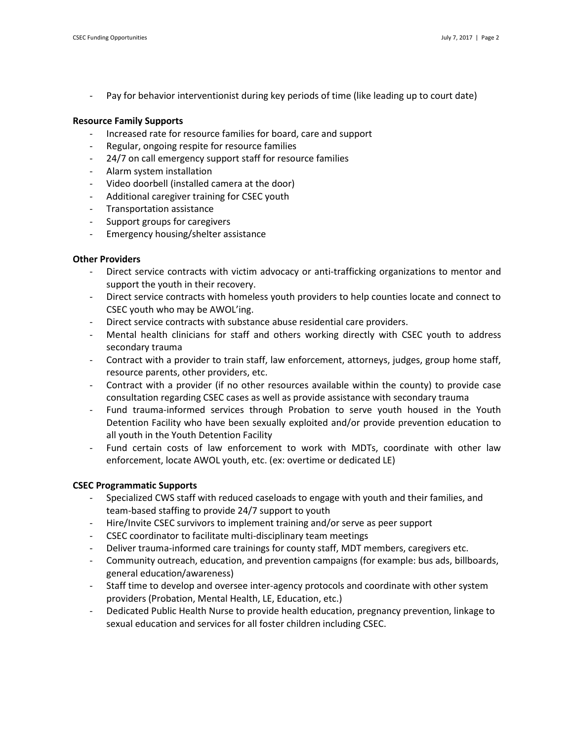- Pay for behavior interventionist during key periods of time (like leading up to court date)

**Resource Family Supports**

- Increased rate for resource families for board, care and support
- Regular, ongoing respite for resource families
- 24/7 on call emergency support staff for resource families
- Alarm system installation
- Video doorbell (installed camera at the door)
- Additional caregiver training for CSEC youth
- Transportation assistance
- Support groups for caregivers
- Emergency housing/shelter assistance

**Other Providers**

- Direct service contracts with victim advocacy or anti-trafficking organizations to mentor and support the youth in their recovery.
- Direct service contracts with homeless youth providers to help counties locate and connect to CSEC youth who may be AWOL'ing.
- Direct service contracts with substance abuse residential care providers.
- Mental health clinicians for staff and others working directly with CSEC youth to address secondary trauma
- Contract with a provider to train staff, law enforcement, attorneys, judges, group home staff, resource parents, other providers, etc.
- Contract with a provider (if no other resources available within the county) to provide case consultation regarding CSEC cases as well as provide assistance with secondary trauma
- Fund trauma-informed services through Probation to serve youth housed in the Youth Detention Facility who have been sexually exploited and/or provide prevention education to all youth in the Youth Detention Facility
- Fund certain costs of law enforcement to work with MDTs, coordinate with other law enforcement, locate AWOL youth, etc. (ex: overtime or dedicated LE)

**CSEC Programmatic Supports**

- Specialized CWS staff with reduced caseloads to engage with youth and their families, and team-based staffing to provide 24/7 support to youth
- Hire/Invite CSEC survivors to implement training and/or serve as peer support
- CSEC coordinator to facilitate multi-disciplinary team meetings
- Deliver trauma-informed care trainings for county staff, MDT members, caregivers etc.
- Community outreach, education, and prevention campaigns (for example: bus ads, billboards, general education/awareness)
- Staff time to develop and oversee inter-agency protocols and coordinate with other system providers (Probation, Mental Health, LE, Education, etc.)
- Dedicated Public Health Nurse to provide health education, pregnancy prevention, linkage to sexual education and services for all foster children including CSEC.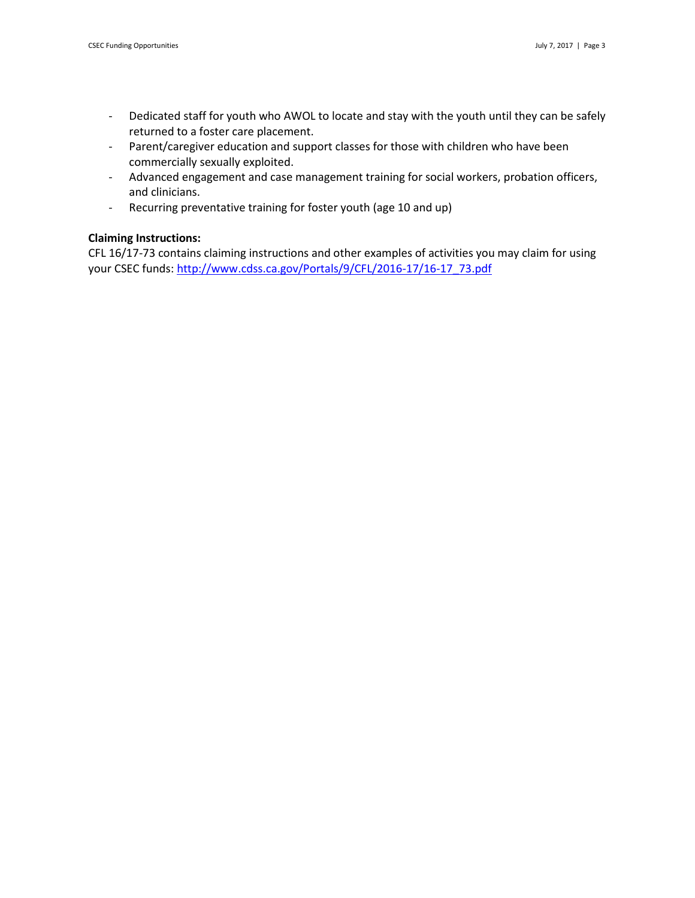- Dedicated staff for youth who AWOL to locate and stay with the youth until they can be safely returned to a foster care placement.
- Parent/caregiver education and support classes for those with children who have been commercially sexually exploited.
- Advanced engagement and case management training for social workers, probation officers, and clinicians.
- Recurring preventative training for foster youth (age 10 and up)

**Claiming Instructions:**

CFL 16/17-73 contains claiming instructions and other examples of activities you may claim for using your CSEC funds: http://www.cdss.ca.gov/Portals/9/CFL/2016-17/16-17_73.pdf